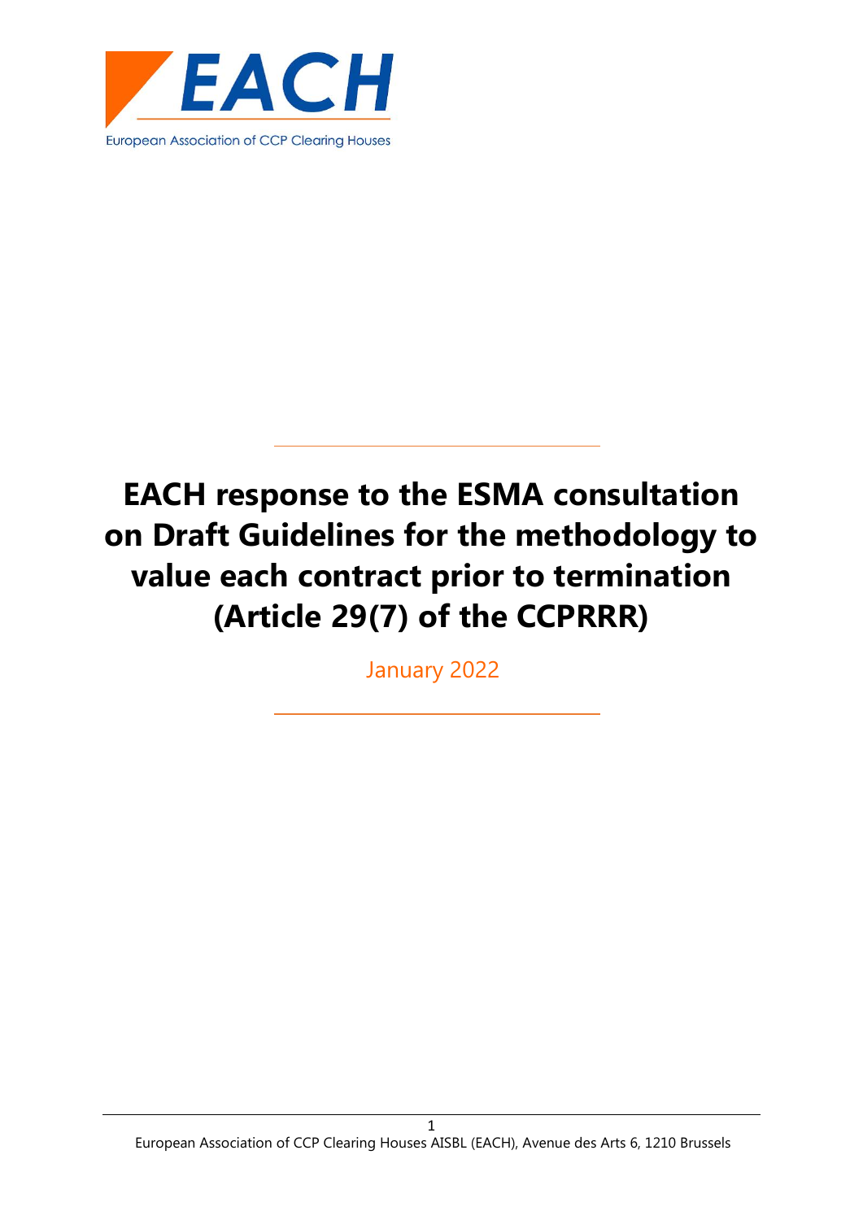EACH

European Association of CCP Clearing Houses

# EACH response to the ESMA consultation on Draft Guidelines for the methodology to value each contract prior to termination (Article 29(7) of the CCPRRR)

January 2022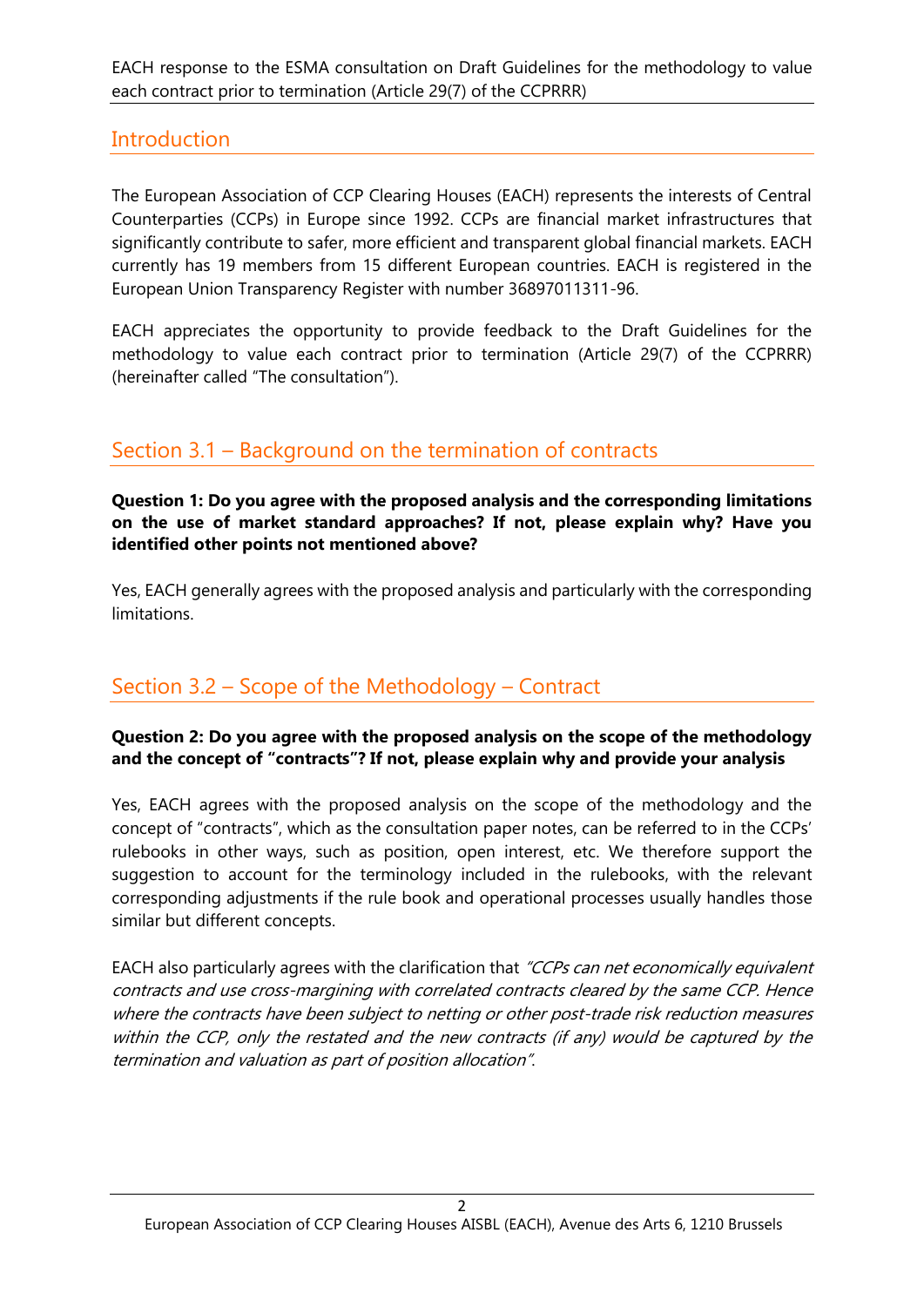## Introduction

The European Association of CCP Clearing Houses (EACH) represents the interests of Central Counterparties (CCPs) in Europe since 1992. CCPs are financial market infrastructures that significantly contribute to safer, more efficient and transparent global financial markets. EACH currently has 19 members from 15 different European countries. EACH is registered in the European Union Transparency Register with number 36897011311-96.

EACH appreciates the opportunity to provide feedback to the Draft Guidelines for the methodology to value each contract prior to termination (Article 29(7) of the CCPRRR) (hereinafter called "The consultation").

## Section 3.1 – Background on the termination of contracts

**Question 1: Do you agree with the proposed analysis and the corresponding limitations on the use of market standard approaches? If not, please explain why? Have you identified other points not mentioned above?**

Yes, EACH generally agrees with the proposed analysis and particularly with the corresponding limitations.

## Section 3.2 – Scope of the Methodology – Contract

**Question 2: Do you agree with the proposed analysis on the scope of the methodology and the concept of "contracts"? If not, please explain why and provide your analysis**

Yes, EACH agrees with the proposed analysis on the scope of the methodology and the concept of "contracts", which as the consultation paper notes, can be referred to in the CCPs' rulebooks in other ways, such as position, open interest, etc. We therefore support the suggestion to account for the terminology included in the rulebooks, with the relevant corresponding adjustments if the rule book and operational processes usually handles those similar but different concepts.

EACH also particularly agrees with the clarification that *"CCPs can net economically equivalent contracts and use cross-margining with correlated contracts cleared by the same CCP. Hence where the contracts have been subject to netting or other post-trade risk reduction measures within the CCP, only the restated and the new contracts (if any) would be captured by the termination and valuation as part of position allocation"*.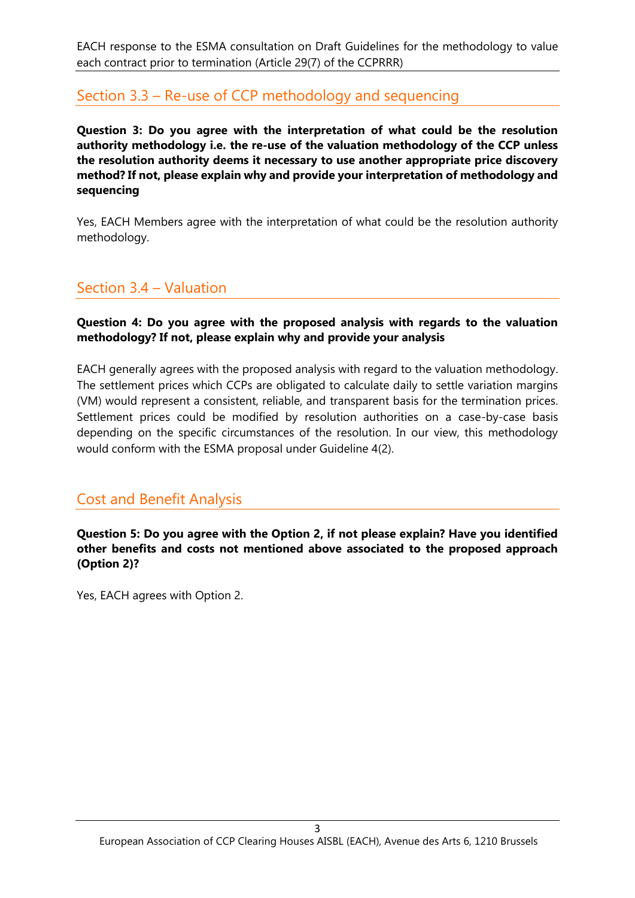## Section 3.3 – Re-use of CCP methodology and sequencing

**Question 3: Do you agree with the interpretation of what could be the resolution authority methodology i.e. the re-use of the valuation methodology of the CCP unless the resolution authority deems it necessary to use another appropriate price discovery method? If not, please explain why and provide your interpretation of methodology and sequencing**

Yes, EACH Members agree with the interpretation of what could be the resolution authority methodology.

## Section 3.4 – Valuation

**Question 4: Do you agree with the proposed analysis with regards to the valuation methodology? If not, please explain why and provide your analysis**

EACH generally agrees with the proposed analysis with regard to the valuation methodology. The settlement prices which CCPs are obligated to calculate daily to settle variation margins (VM) would represent a consistent, reliable, and transparent basis for the termination prices. Settlement prices could be modified by resolution authorities on a case-by-case basis depending on the specific circumstances of the resolution. In our view, this methodology would conform with the ESMA proposal under Guideline 4(2).

## Cost and Benefit Analysis

**Question 5: Do you agree with the Option 2, if not please explain? Have you identified other benefits and costs not mentioned above associated to the proposed approach (Option 2)?**

Yes, EACH agrees with Option 2.